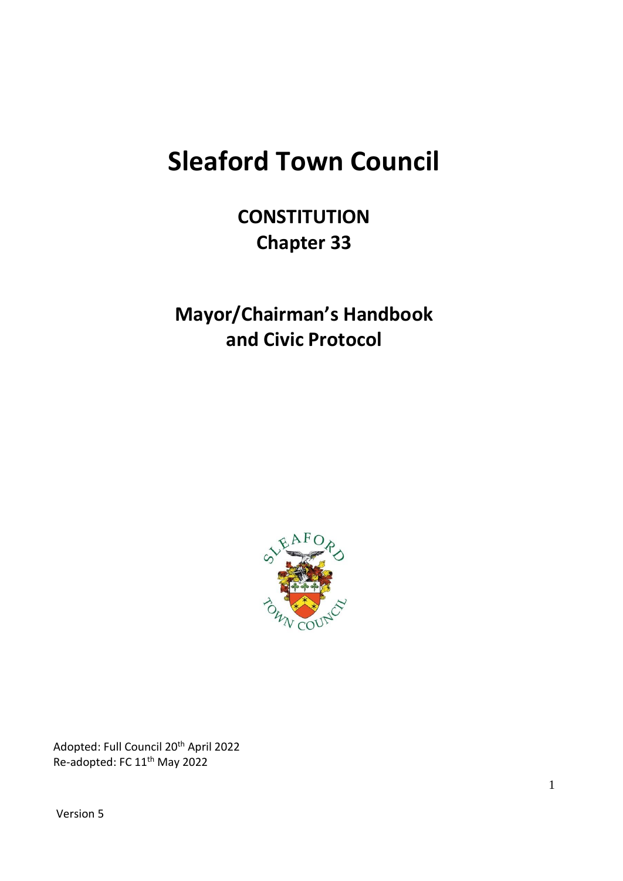# Sleaford Town Council

## CONSTITUTION
## Chapter 33

## Mayor/Chairman's Handbook and Civic Protocol

Adopted: Full Council 20th April 2022
Re-adopted: FC 11th May 2022

Version 5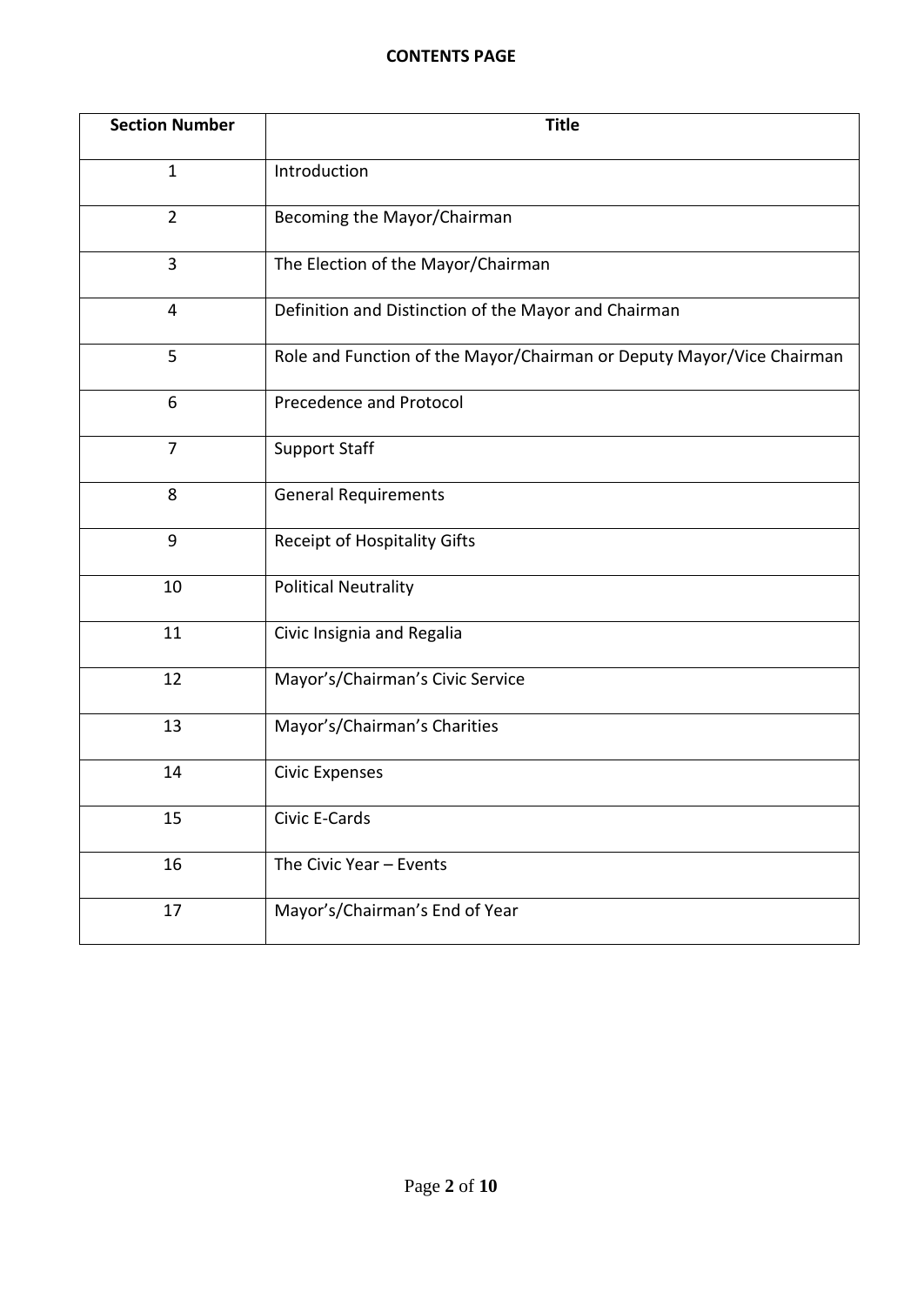# CONTENTS PAGE

| Section Number | Title |
|---|---|
| 1 | Introduction |
| 2 | Becoming the Mayor/Chairman |
| 3 | The Election of the Mayor/Chairman |
| 4 | Definition and Distinction of the Mayor and Chairman |
| 5 | Role and Function of the Mayor/Chairman or Deputy Mayor/Vice Chairman |
| 6 | Precedence and Protocol |
| 7 | Support Staff |
| 8 | General Requirements |
| 9 | Receipt of Hospitality Gifts |
| 10 | Political Neutrality |
| 11 | Civic Insignia and Regalia |
| 12 | Mayor's/Chairman's Civic Service |
| 13 | Mayor's/Chairman's Charities |
| 14 | Civic Expenses |
| 15 | Civic E-Cards |
| 16 | The Civic Year – Events |
| 17 | Mayor's/Chairman's End of Year |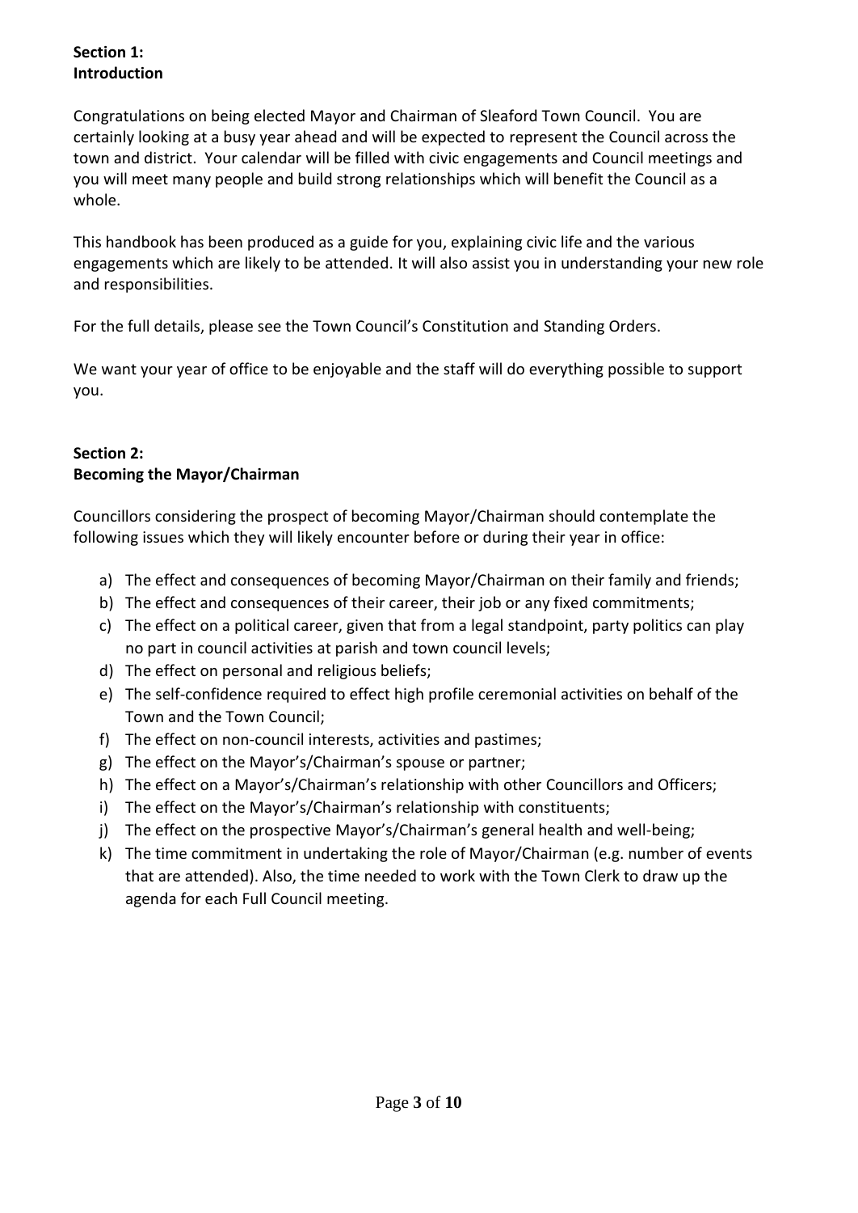## Section 1: Introduction

Congratulations on being elected Mayor and Chairman of Sleaford Town Council. You are certainly looking at a busy year ahead and will be expected to represent the Council across the town and district. Your calendar will be filled with civic engagements and Council meetings and you will meet many people and build strong relationships which will benefit the Council as a whole.

This handbook has been produced as a guide for you, explaining civic life and the various engagements which are likely to be attended. It will also assist you in understanding your new role and responsibilities.

For the full details, please see the Town Council's Constitution and Standing Orders.

We want your year of office to be enjoyable and the staff will do everything possible to support you.

## Section 2: Becoming the Mayor/Chairman

Councillors considering the prospect of becoming Mayor/Chairman should contemplate the following issues which they will likely encounter before or during their year in office:

a) The effect and consequences of becoming Mayor/Chairman on their family and friends;
b) The effect and consequences of their career, their job or any fixed commitments;
c) The effect on a political career, given that from a legal standpoint, party politics can play no part in council activities at parish and town council levels;
d) The effect on personal and religious beliefs;
e) The self-confidence required to effect high profile ceremonial activities on behalf of the Town and the Town Council;
f) The effect on non-council interests, activities and pastimes;
g) The effect on the Mayor's/Chairman's spouse or partner;
h) The effect on a Mayor's/Chairman's relationship with other Councillors and Officers;
i) The effect on the Mayor's/Chairman's relationship with constituents;
j) The effect on the prospective Mayor's/Chairman's general health and well-being;
k) The time commitment in undertaking the role of Mayor/Chairman (e.g. number of events that are attended). Also, the time needed to work with the Town Clerk to draw up the agenda for each Full Council meeting.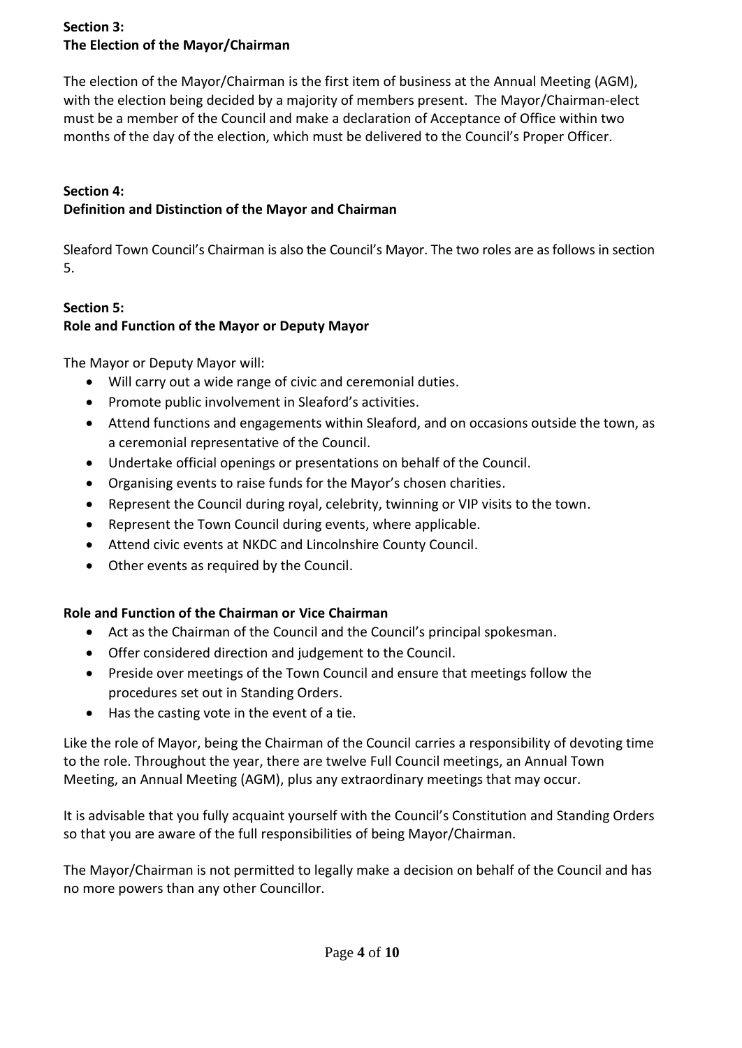**Section 3:**
**The Election of the Mayor/Chairman**

The election of the Mayor/Chairman is the first item of business at the Annual Meeting (AGM), with the election being decided by a majority of members present. The Mayor/Chairman-elect must be a member of the Council and make a declaration of Acceptance of Office within two months of the day of the election, which must be delivered to the Council's Proper Officer.

**Section 4:**
**Definition and Distinction of the Mayor and Chairman**

Sleaford Town Council's Chairman is also the Council's Mayor. The two roles are as follows in section 5.

**Section 5:**
**Role and Function of the Mayor or Deputy Mayor**

The Mayor or Deputy Mayor will:

- Will carry out a wide range of civic and ceremonial duties.
- Promote public involvement in Sleaford's activities.
- Attend functions and engagements within Sleaford, and on occasions outside the town, as a ceremonial representative of the Council.
- Undertake official openings or presentations on behalf of the Council.
- Organising events to raise funds for the Mayor's chosen charities.
- Represent the Council during royal, celebrity, twinning or VIP visits to the town.
- Represent the Town Council during events, where applicable.
- Attend civic events at NKDC and Lincolnshire County Council.
- Other events as required by the Council.

**Role and Function of the Chairman or Vice Chairman**

- Act as the Chairman of the Council and the Council's principal spokesman.
- Offer considered direction and judgement to the Council.
- Preside over meetings of the Town Council and ensure that meetings follow the procedures set out in Standing Orders.
- Has the casting vote in the event of a tie.

Like the role of Mayor, being the Chairman of the Council carries a responsibility of devoting time to the role. Throughout the year, there are twelve Full Council meetings, an Annual Town Meeting, an Annual Meeting (AGM), plus any extraordinary meetings that may occur.

It is advisable that you fully acquaint yourself with the Council's Constitution and Standing Orders so that you are aware of the full responsibilities of being Mayor/Chairman.

The Mayor/Chairman is not permitted to legally make a decision on behalf of the Council and has no more powers than any other Councillor.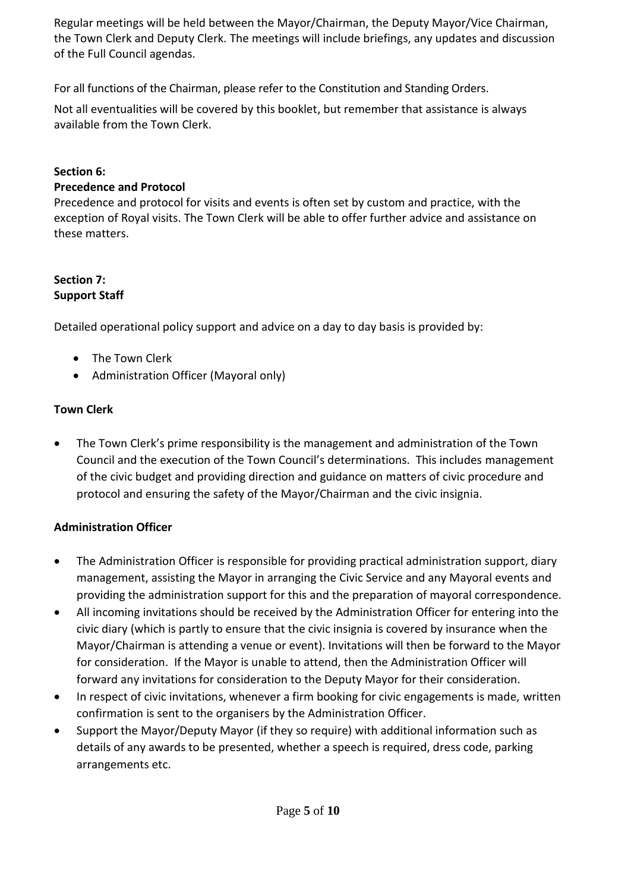Regular meetings will be held between the Mayor/Chairman, the Deputy Mayor/Vice Chairman, the Town Clerk and Deputy Clerk. The meetings will include briefings, any updates and discussion of the Full Council agendas.

For all functions of the Chairman, please refer to the Constitution and Standing Orders.

Not all eventualities will be covered by this booklet, but remember that assistance is always available from the Town Clerk.

**Section 6:**
**Precedence and Protocol**

Precedence and protocol for visits and events is often set by custom and practice, with the exception of Royal visits. The Town Clerk will be able to offer further advice and assistance on these matters.

**Section 7:**
**Support Staff**

Detailed operational policy support and advice on a day to day basis is provided by:

- The Town Clerk
- Administration Officer (Mayoral only)

**Town Clerk**

- The Town Clerk's prime responsibility is the management and administration of the Town Council and the execution of the Town Council's determinations. This includes management of the civic budget and providing direction and guidance on matters of civic procedure and protocol and ensuring the safety of the Mayor/Chairman and the civic insignia.

**Administration Officer**

- The Administration Officer is responsible for providing practical administration support, diary management, assisting the Mayor in arranging the Civic Service and any Mayoral events and providing the administration support for this and the preparation of mayoral correspondence.
- All incoming invitations should be received by the Administration Officer for entering into the civic diary (which is partly to ensure that the civic insignia is covered by insurance when the Mayor/Chairman is attending a venue or event). Invitations will then be forward to the Mayor for consideration. If the Mayor is unable to attend, then the Administration Officer will forward any invitations for consideration to the Deputy Mayor for their consideration.
- In respect of civic invitations, whenever a firm booking for civic engagements is made, written confirmation is sent to the organisers by the Administration Officer.
- Support the Mayor/Deputy Mayor (if they so require) with additional information such as details of any awards to be presented, whether a speech is required, dress code, parking arrangements etc.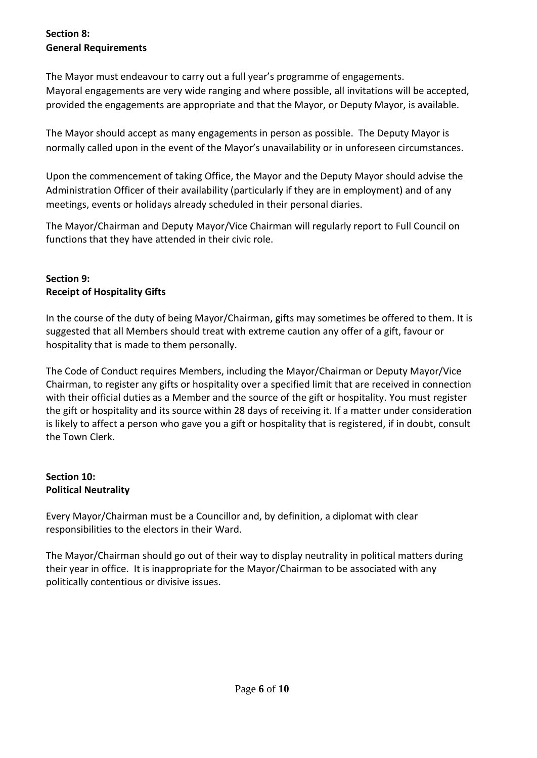## Section 8:
## General Requirements

The Mayor must endeavour to carry out a full year's programme of engagements.
Mayoral engagements are very wide ranging and where possible, all invitations will be accepted, provided the engagements are appropriate and that the Mayor, or Deputy Mayor, is available.

The Mayor should accept as many engagements in person as possible. The Deputy Mayor is normally called upon in the event of the Mayor's unavailability or in unforeseen circumstances.

Upon the commencement of taking Office, the Mayor and the Deputy Mayor should advise the Administration Officer of their availability (particularly if they are in employment) and of any meetings, events or holidays already scheduled in their personal diaries.

The Mayor/Chairman and Deputy Mayor/Vice Chairman will regularly report to Full Council on functions that they have attended in their civic role.

## Section 9:
## Receipt of Hospitality Gifts

In the course of the duty of being Mayor/Chairman, gifts may sometimes be offered to them. It is suggested that all Members should treat with extreme caution any offer of a gift, favour or hospitality that is made to them personally.

The Code of Conduct requires Members, including the Mayor/Chairman or Deputy Mayor/Vice Chairman, to register any gifts or hospitality over a specified limit that are received in connection with their official duties as a Member and the source of the gift or hospitality. You must register the gift or hospitality and its source within 28 days of receiving it. If a matter under consideration is likely to affect a person who gave you a gift or hospitality that is registered, if in doubt, consult the Town Clerk.

## Section 10:
## Political Neutrality

Every Mayor/Chairman must be a Councillor and, by definition, a diplomat with clear responsibilities to the electors in their Ward.

The Mayor/Chairman should go out of their way to display neutrality in political matters during their year in office. It is inappropriate for the Mayor/Chairman to be associated with any politically contentious or divisive issues.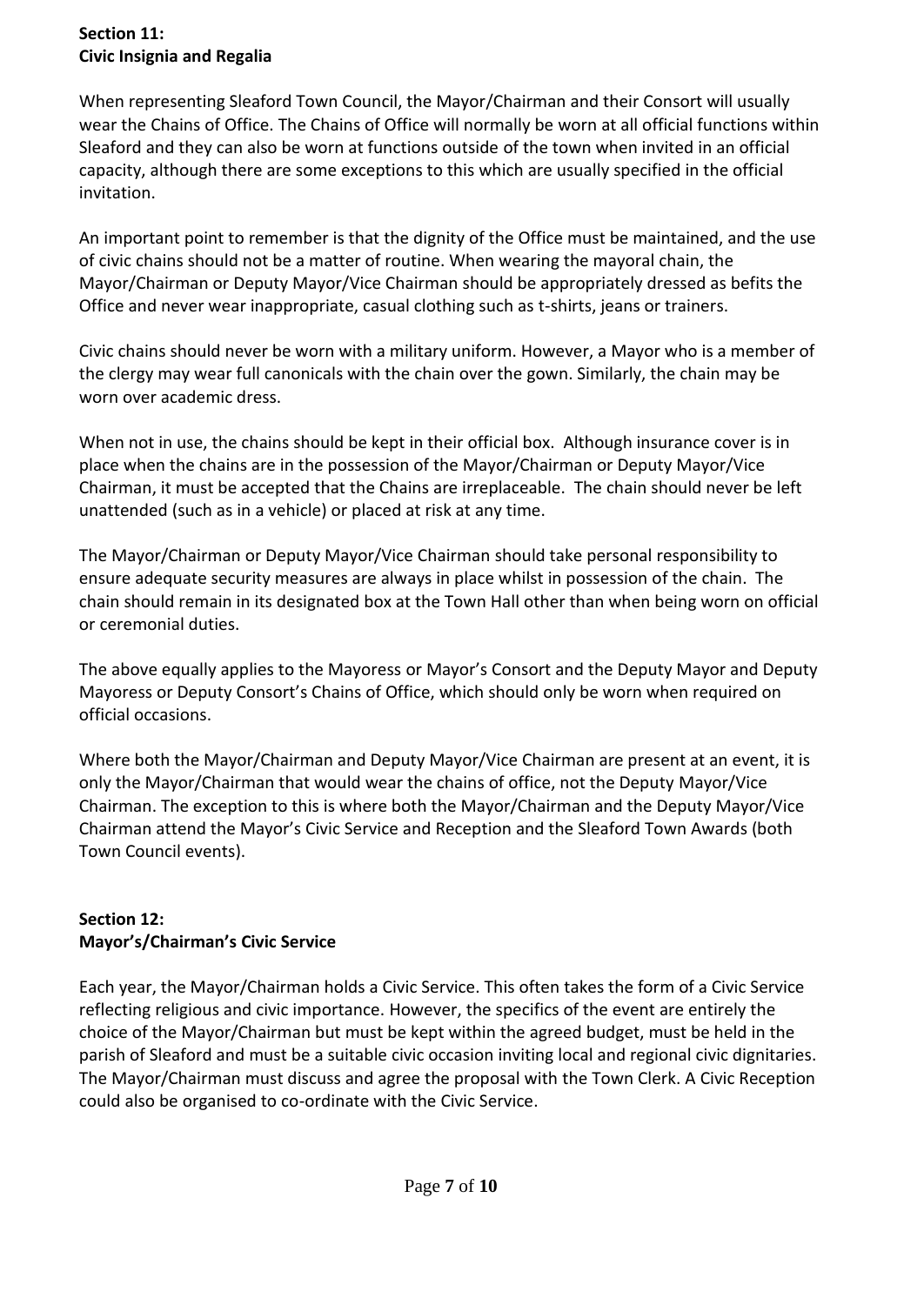## Section 11:
## Civic Insignia and Regalia

When representing Sleaford Town Council, the Mayor/Chairman and their Consort will usually wear the Chains of Office. The Chains of Office will normally be worn at all official functions within Sleaford and they can also be worn at functions outside of the town when invited in an official capacity, although there are some exceptions to this which are usually specified in the official invitation.

An important point to remember is that the dignity of the Office must be maintained, and the use of civic chains should not be a matter of routine. When wearing the mayoral chain, the Mayor/Chairman or Deputy Mayor/Vice Chairman should be appropriately dressed as befits the Office and never wear inappropriate, casual clothing such as t-shirts, jeans or trainers.

Civic chains should never be worn with a military uniform. However, a Mayor who is a member of the clergy may wear full canonicals with the chain over the gown. Similarly, the chain may be worn over academic dress.

When not in use, the chains should be kept in their official box. Although insurance cover is in place when the chains are in the possession of the Mayor/Chairman or Deputy Mayor/Vice Chairman, it must be accepted that the Chains are irreplaceable. The chain should never be left unattended (such as in a vehicle) or placed at risk at any time.

The Mayor/Chairman or Deputy Mayor/Vice Chairman should take personal responsibility to ensure adequate security measures are always in place whilst in possession of the chain. The chain should remain in its designated box at the Town Hall other than when being worn on official or ceremonial duties.

The above equally applies to the Mayoress or Mayor's Consort and the Deputy Mayor and Deputy Mayoress or Deputy Consort's Chains of Office, which should only be worn when required on official occasions.

Where both the Mayor/Chairman and Deputy Mayor/Vice Chairman are present at an event, it is only the Mayor/Chairman that would wear the chains of office, not the Deputy Mayor/Vice Chairman. The exception to this is where both the Mayor/Chairman and the Deputy Mayor/Vice Chairman attend the Mayor's Civic Service and Reception and the Sleaford Town Awards (both Town Council events).

## Section 12:
## Mayor's/Chairman's Civic Service

Each year, the Mayor/Chairman holds a Civic Service. This often takes the form of a Civic Service reflecting religious and civic importance. However, the specifics of the event are entirely the choice of the Mayor/Chairman but must be kept within the agreed budget, must be held in the parish of Sleaford and must be a suitable civic occasion inviting local and regional civic dignitaries. The Mayor/Chairman must discuss and agree the proposal with the Town Clerk. A Civic Reception could also be organised to co-ordinate with the Civic Service.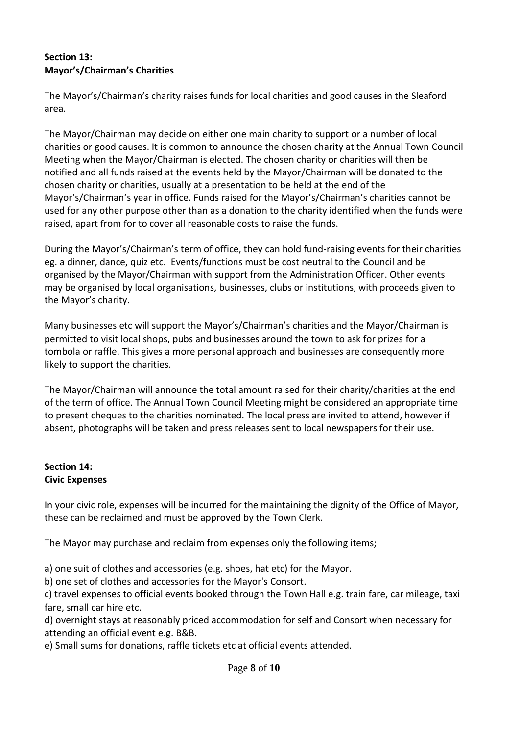## Section 13:
## Mayor's/Chairman's Charities

The Mayor's/Chairman's charity raises funds for local charities and good causes in the Sleaford area.

The Mayor/Chairman may decide on either one main charity to support or a number of local charities or good causes. It is common to announce the chosen charity at the Annual Town Council Meeting when the Mayor/Chairman is elected. The chosen charity or charities will then be notified and all funds raised at the events held by the Mayor/Chairman will be donated to the chosen charity or charities, usually at a presentation to be held at the end of the Mayor's/Chairman's year in office. Funds raised for the Mayor's/Chairman's charities cannot be used for any other purpose other than as a donation to the charity identified when the funds were raised, apart from for to cover all reasonable costs to raise the funds.

During the Mayor's/Chairman's term of office, they can hold fund-raising events for their charities eg. a dinner, dance, quiz etc. Events/functions must be cost neutral to the Council and be organised by the Mayor/Chairman with support from the Administration Officer. Other events may be organised by local organisations, businesses, clubs or institutions, with proceeds given to the Mayor's charity.

Many businesses etc will support the Mayor's/Chairman's charities and the Mayor/Chairman is permitted to visit local shops, pubs and businesses around the town to ask for prizes for a tombola or raffle. This gives a more personal approach and businesses are consequently more likely to support the charities.

The Mayor/Chairman will announce the total amount raised for their charity/charities at the end of the term of office. The Annual Town Council Meeting might be considered an appropriate time to present cheques to the charities nominated. The local press are invited to attend, however if absent, photographs will be taken and press releases sent to local newspapers for their use.

## Section 14:
## Civic Expenses

In your civic role, expenses will be incurred for the maintaining the dignity of the Office of Mayor, these can be reclaimed and must be approved by the Town Clerk.

The Mayor may purchase and reclaim from expenses only the following items;

a) one suit of clothes and accessories (e.g. shoes, hat etc) for the Mayor.
b) one set of clothes and accessories for the Mayor's Consort.
c) travel expenses to official events booked through the Town Hall e.g. train fare, car mileage, taxi fare, small car hire etc.
d) overnight stays at reasonably priced accommodation for self and Consort when necessary for attending an official event e.g. B&B.
e) Small sums for donations, raffle tickets etc at official events attended.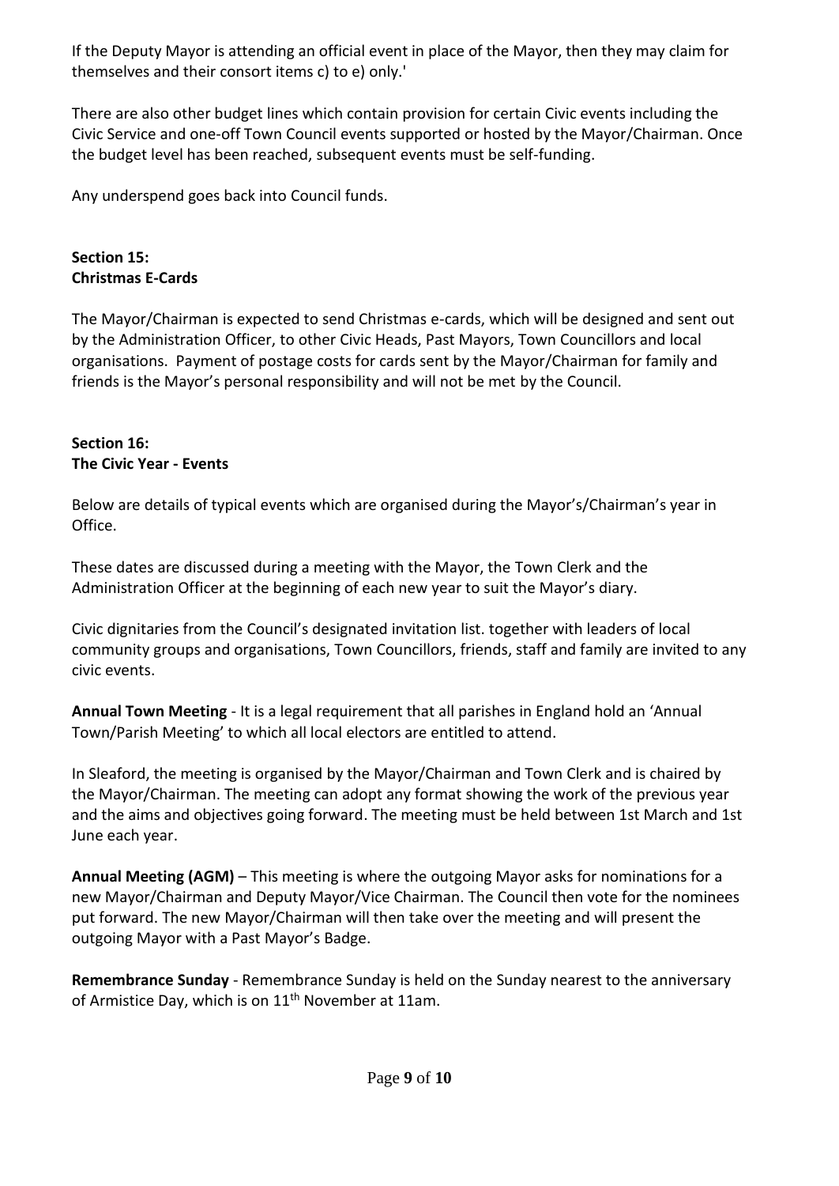If the Deputy Mayor is attending an official event in place of the Mayor, then they may claim for themselves and their consort items c) to e) only.'

There are also other budget lines which contain provision for certain Civic events including the Civic Service and one-off Town Council events supported or hosted by the Mayor/Chairman. Once the budget level has been reached, subsequent events must be self-funding.

Any underspend goes back into Council funds.

**Section 15:**
**Christmas E-Cards**

The Mayor/Chairman is expected to send Christmas e-cards, which will be designed and sent out by the Administration Officer, to other Civic Heads, Past Mayors, Town Councillors and local organisations. Payment of postage costs for cards sent by the Mayor/Chairman for family and friends is the Mayor's personal responsibility and will not be met by the Council.

**Section 16:**
**The Civic Year - Events**

Below are details of typical events which are organised during the Mayor's/Chairman's year in Office.

These dates are discussed during a meeting with the Mayor, the Town Clerk and the Administration Officer at the beginning of each new year to suit the Mayor's diary.

Civic dignitaries from the Council's designated invitation list. together with leaders of local community groups and organisations, Town Councillors, friends, staff and family are invited to any civic events.

**Annual Town Meeting** - It is a legal requirement that all parishes in England hold an 'Annual Town/Parish Meeting' to which all local electors are entitled to attend.

In Sleaford, the meeting is organised by the Mayor/Chairman and Town Clerk and is chaired by the Mayor/Chairman. The meeting can adopt any format showing the work of the previous year and the aims and objectives going forward. The meeting must be held between 1st March and 1st June each year.

**Annual Meeting (AGM)** – This meeting is where the outgoing Mayor asks for nominations for a new Mayor/Chairman and Deputy Mayor/Vice Chairman. The Council then vote for the nominees put forward. The new Mayor/Chairman will then take over the meeting and will present the outgoing Mayor with a Past Mayor's Badge.

**Remembrance Sunday** - Remembrance Sunday is held on the Sunday nearest to the anniversary of Armistice Day, which is on 11th November at 11am.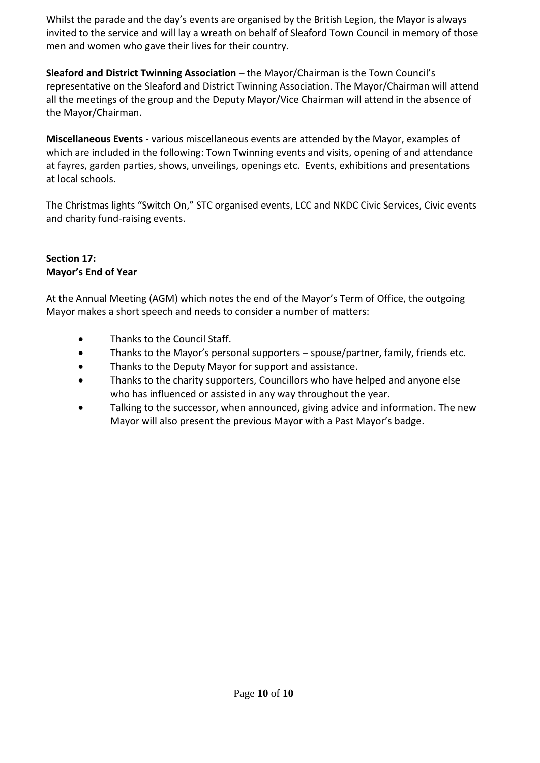Whilst the parade and the day's events are organised by the British Legion, the Mayor is always invited to the service and will lay a wreath on behalf of Sleaford Town Council in memory of those men and women who gave their lives for their country.

**Sleaford and District Twinning Association** – the Mayor/Chairman is the Town Council's representative on the Sleaford and District Twinning Association. The Mayor/Chairman will attend all the meetings of the group and the Deputy Mayor/Vice Chairman will attend in the absence of the Mayor/Chairman.

**Miscellaneous Events** - various miscellaneous events are attended by the Mayor, examples of which are included in the following: Town Twinning events and visits, opening of and attendance at fayres, garden parties, shows, unveilings, openings etc. Events, exhibitions and presentations at local schools.

The Christmas lights "Switch On," STC organised events, LCC and NKDC Civic Services, Civic events and charity fund-raising events.

## Section 17:
## Mayor's End of Year

At the Annual Meeting (AGM) which notes the end of the Mayor's Term of Office, the outgoing Mayor makes a short speech and needs to consider a number of matters:

- Thanks to the Council Staff.
- Thanks to the Mayor's personal supporters – spouse/partner, family, friends etc.
- Thanks to the Deputy Mayor for support and assistance.
- Thanks to the charity supporters, Councillors who have helped and anyone else who has influenced or assisted in any way throughout the year.
- Talking to the successor, when announced, giving advice and information. The new Mayor will also present the previous Mayor with a Past Mayor's badge.